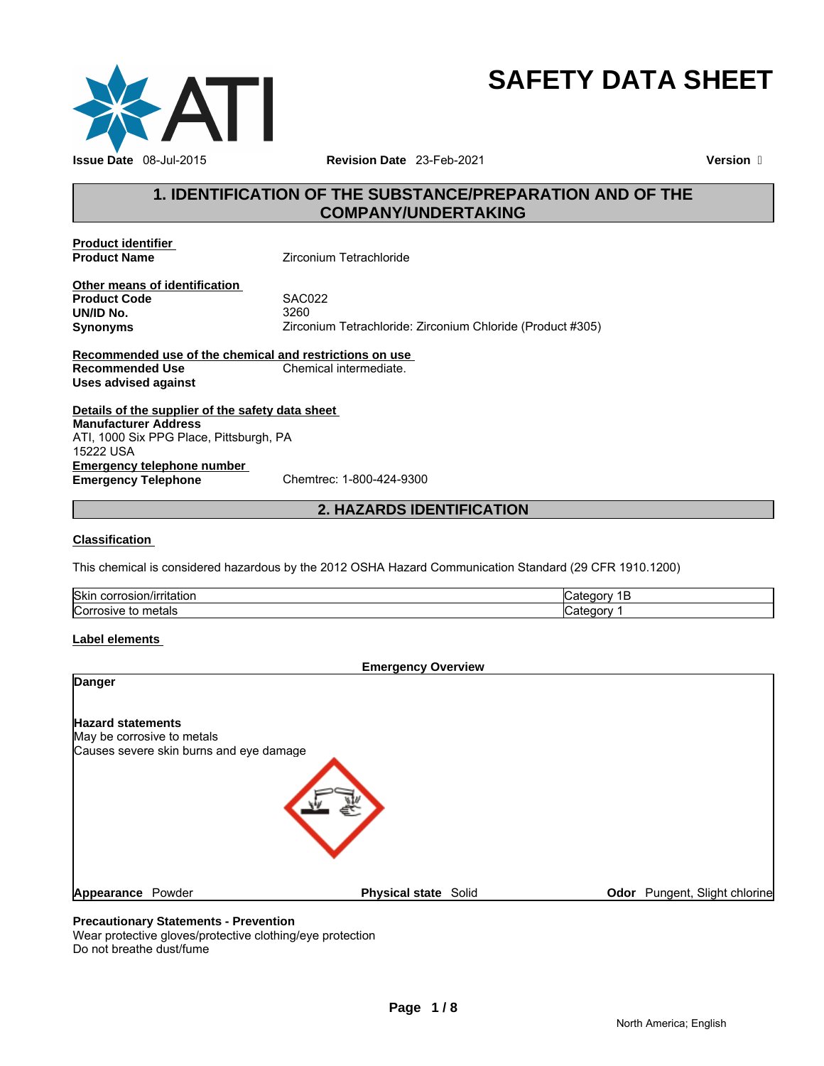# SAFETY DATA SHEET

**Issue Date** 08-Jul-2015 **Revision Date** 23-Feb-2021 **Version**

## 1. IDENTIFICATION OF THE SUBSTANCE/PREPARATION AND OF THE COMPANY/UNDERTAKING

**Product identifier**

**Product Name** Zirconium Tetrachloride

**Other means of identification**

**Product Code** SAC022

**UN/ID No.** 3260

**Synonyms** Zirconium Tetrachloride: Zirconium Chloride (Product #305)

**Recommended use of the chemical and restrictions on use**

**Recommended Use** Chemical intermediate.

**Uses advised against**

**Details of the supplier of the safety data sheet**

**Manufacturer Address**
ATI, 1000 Six PPG Place, Pittsburgh, PA
15222 USA

**Emergency telephone number**

**Emergency Telephone** Chemtrec: 1-800-424-9300

## 2. HAZARDS IDENTIFICATION

**Classification**

This chemical is considered hazardous by the 2012 OSHA Hazard Communication Standard (29 CFR 1910.1200)

| | |
|---|---|
| Skin corrosion/irritation | Category 1B |
| Corrosive to metals | Category 1 |

**Label elements**

**Emergency Overview**

**Danger**

**Hazard statements**
May be corrosive to metals
Causes severe skin burns and eye damage

**Appearance** Powder **Physical state** Solid **Odor** Pungent, Slight chlorine

**Precautionary Statements - Prevention**
Wear protective gloves/protective clothing/eye protection
Do not breathe dust/fume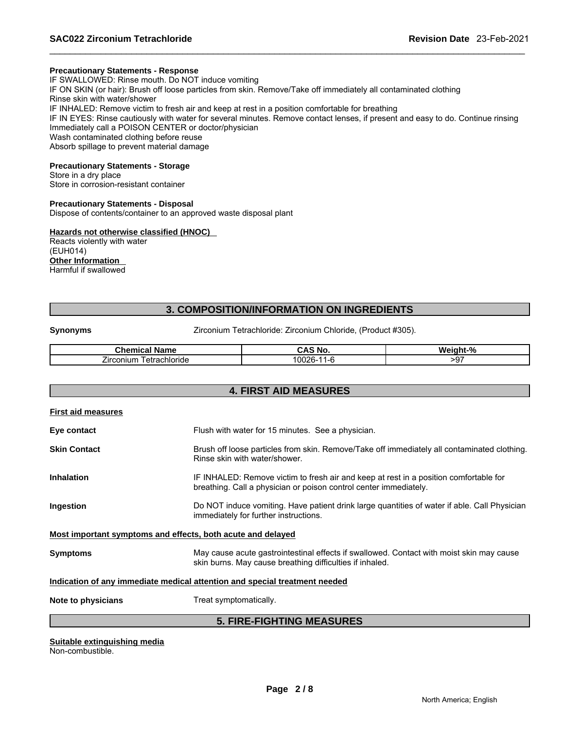**Precautionary Statements - Response**

IF SWALLOWED: Rinse mouth. Do NOT induce vomiting
IF ON SKIN (or hair): Brush off loose particles from skin. Remove/Take off immediately all contaminated clothing
Rinse skin with water/shower
IF INHALED: Remove victim to fresh air and keep at rest in a position comfortable for breathing
IF IN EYES: Rinse cautiously with water for several minutes. Remove contact lenses, if present and easy to do. Continue rinsing
Immediately call a POISON CENTER or doctor/physician
Wash contaminated clothing before reuse
Absorb spillage to prevent material damage

**Precautionary Statements - Storage**

Store in a dry place
Store in corrosion-resistant container

**Precautionary Statements - Disposal**

Dispose of contents/container to an approved waste disposal plant

**Hazards not otherwise classified (HNOC)**

Reacts violently with water
(EUH014)

**Other Information**

Harmful if swallowed

## 3. COMPOSITION/INFORMATION ON INGREDIENTS

**Synonyms** Zirconium Tetrachloride: Zirconium Chloride, (Product #305).

| Chemical Name | CAS No. | Weight-% |
| --- | --- | --- |
| Zirconium Tetrachloride | 10026-11-6 | >97 |

## 4. FIRST AID MEASURES

**First aid measures**

**Eye contact** Flush with water for 15 minutes. See a physician.

**Skin Contact** Brush off loose particles from skin. Remove/Take off immediately all contaminated clothing. Rinse skin with water/shower.

**Inhalation** IF INHALED: Remove victim to fresh air and keep at rest in a position comfortable for breathing. Call a physician or poison control center immediately.

**Ingestion** Do NOT induce vomiting. Have patient drink large quantities of water if able. Call Physician immediately for further instructions.

**Most important symptoms and effects, both acute and delayed**

**Symptoms** May cause acute gastrointestinal effects if swallowed. Contact with moist skin may cause skin burns. May cause breathing difficulties if inhaled.

**Indication of any immediate medical attention and special treatment needed**

**Note to physicians** Treat symptomatically.

## 5. FIRE-FIGHTING MEASURES

**Suitable extinguishing media**

Non-combustible.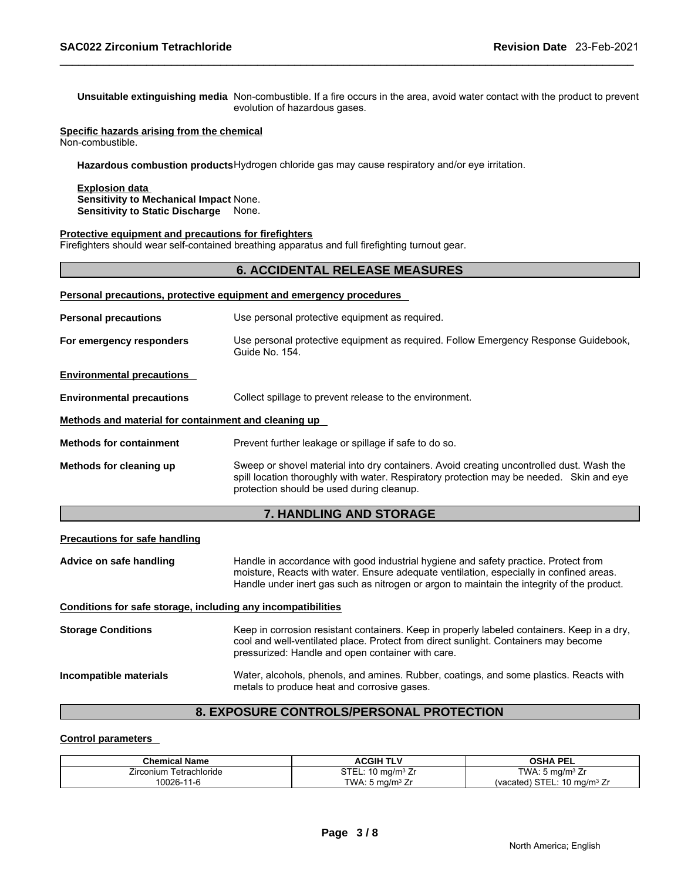**Unsuitable extinguishing media** Non-combustible. If a fire occurs in the area, avoid water contact with the product to prevent evolution of hazardous gases.

**Specific hazards arising from the chemical**

Non-combustible.

**Hazardous combustion products** Hydrogen chloride gas may cause respiratory and/or eye irritation.

**Explosion data**

**Sensitivity to Mechanical Impact** None.

**Sensitivity to Static Discharge** None.

**Protective equipment and precautions for firefighters**

Firefighters should wear self-contained breathing apparatus and full firefighting turnout gear.

## 6. ACCIDENTAL RELEASE MEASURES

**Personal precautions, protective equipment and emergency procedures**

**Personal precautions** Use personal protective equipment as required.

**For emergency responders** Use personal protective equipment as required. Follow Emergency Response Guidebook, Guide No. 154.

**Environmental precautions**

**Environmental precautions** Collect spillage to prevent release to the environment.

**Methods and material for containment and cleaning up**

**Methods for containment** Prevent further leakage or spillage if safe to do so.

**Methods for cleaning up** Sweep or shovel material into dry containers. Avoid creating uncontrolled dust. Wash the spill location thoroughly with water. Respiratory protection may be needed. Skin and eye protection should be used during cleanup.

## 7. HANDLING AND STORAGE

**Precautions for safe handling**

**Advice on safe handling** Handle in accordance with good industrial hygiene and safety practice. Protect from moisture, Reacts with water. Ensure adequate ventilation, especially in confined areas. Handle under inert gas such as nitrogen or argon to maintain the integrity of the product.

**Conditions for safe storage, including any incompatibilities**

**Storage Conditions** Keep in corrosion resistant containers. Keep in properly labeled containers. Keep in a dry, cool and well-ventilated place. Protect from direct sunlight. Containers may become pressurized: Handle and open container with care.

**Incompatible materials** Water, alcohols, phenols, and amines. Rubber, coatings, and some plastics. Reacts with metals to produce heat and corrosive gases.

## 8. EXPOSURE CONTROLS/PERSONAL PROTECTION

**Control parameters**

| Chemical Name | ACGIH TLV | OSHA PEL |
|---|---|---|
| Zirconium Tetrachloride<br>10026-11-6 | STEL: 10 mg/m³ Zr<br>TWA: 5 mg/m³ Zr | TWA: 5 mg/m³ Zr<br>(vacated) STEL: 10 mg/m³ Zr |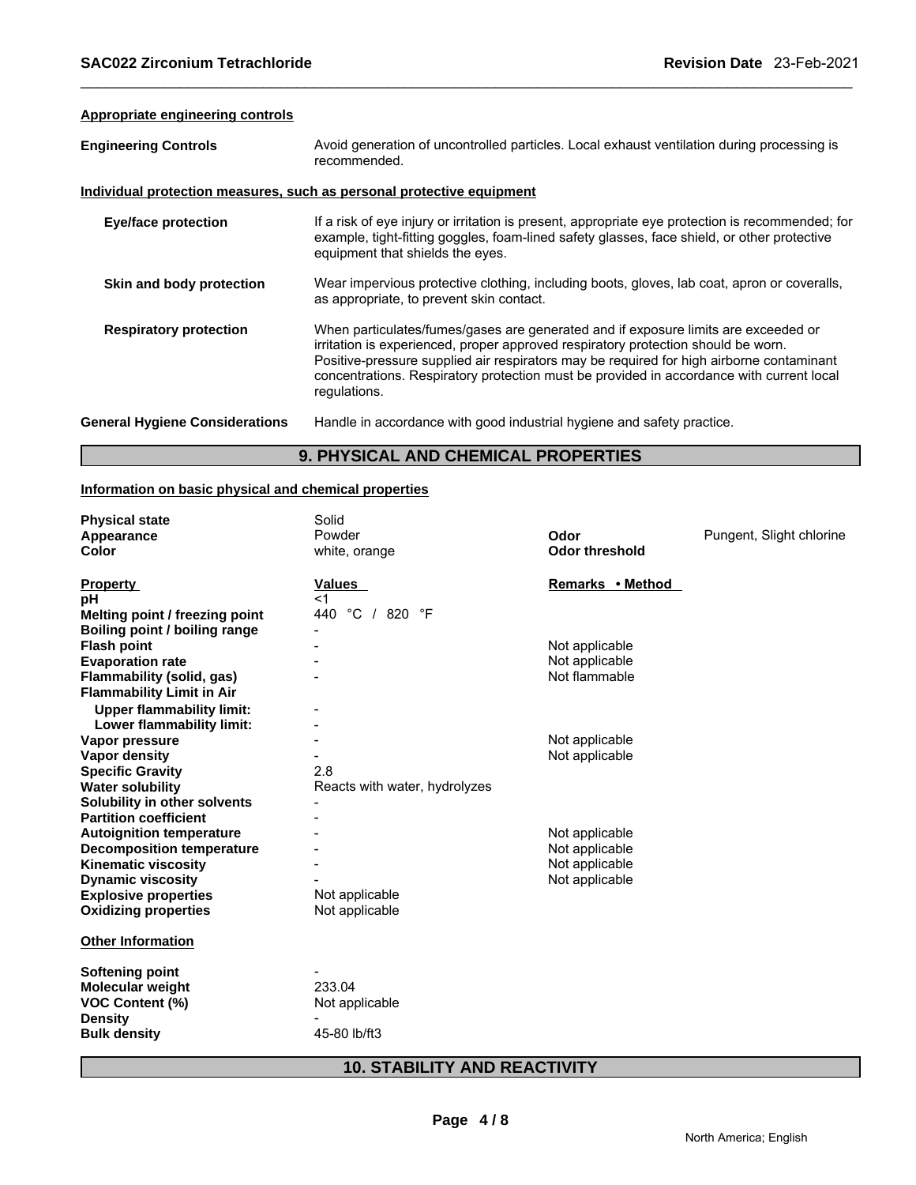**Appropriate engineering controls**

**Engineering Controls** Avoid generation of uncontrolled particles. Local exhaust ventilation during processing is recommended.

**Individual protection measures, such as personal protective equipment**

**Eye/face protection** If a risk of eye injury or irritation is present, appropriate eye protection is recommended; for example, tight-fitting goggles, foam-lined safety glasses, face shield, or other protective equipment that shields the eyes.

**Skin and body protection** Wear impervious protective clothing, including boots, gloves, lab coat, apron or coveralls, as appropriate, to prevent skin contact.

**Respiratory protection** When particulates/fumes/gases are generated and if exposure limits are exceeded or irritation is experienced, proper approved respiratory protection should be worn. Positive-pressure supplied air respirators may be required for high airborne contaminant concentrations. Respiratory protection must be provided in accordance with current local regulations.

**General Hygiene Considerations** Handle in accordance with good industrial hygiene and safety practice.

## 9. PHYSICAL AND CHEMICAL PROPERTIES

**Information on basic physical and chemical properties**

| | | | |
|---|---|---|---|
| **Physical state** | Solid | | |
| **Appearance** | Powder | **Odor** | Pungent, Slight chlorine |
| **Color** | white, orange | **Odor threshold** | |

| **Property** | **Values** | **Remarks • Method** |
|---|---|---|
| **pH** | <1 | |
| **Melting point / freezing point** | 440 °C / 820 °F | |
| **Boiling point / boiling range** | - | |
| **Flash point** | - | Not applicable |
| **Evaporation rate** | - | Not applicable |
| **Flammability (solid, gas)** | - | Not flammable |
| **Flammability Limit in Air** | | |
| **Upper flammability limit:** | - | |
| **Lower flammability limit:** | - | |
| **Vapor pressure** | - | Not applicable |
| **Vapor density** | - | Not applicable |
| **Specific Gravity** | 2.8 | |
| **Water solubility** | Reacts with water, hydrolyzes | |
| **Solubility in other solvents** | - | |
| **Partition coefficient** | - | |
| **Autoignition temperature** | - | Not applicable |
| **Decomposition temperature** | - | Not applicable |
| **Kinematic viscosity** | - | Not applicable |
| **Dynamic viscosity** | - | Not applicable |
| **Explosive properties** | Not applicable | |
| **Oxidizing properties** | Not applicable | |

**Other Information**

| | |
|---|---|
| **Softening point** | - |
| **Molecular weight** | 233.04 |
| **VOC Content (%)** | Not applicable |
| **Density** | - |
| **Bulk density** | 45-80 lb/ft3 |

## 10. STABILITY AND REACTIVITY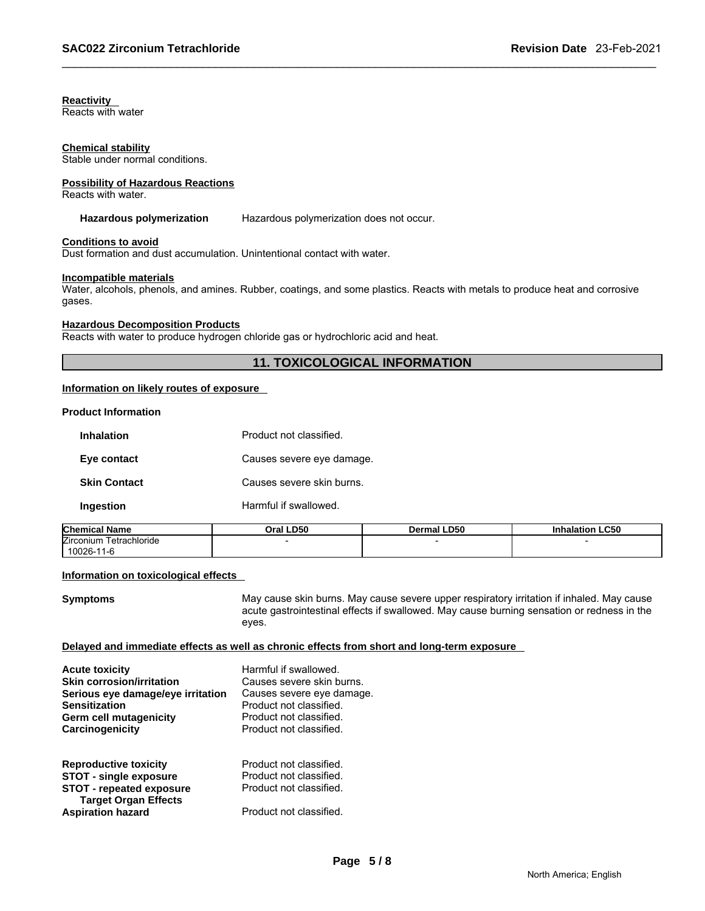**Reactivity**
Reacts with water

**Chemical stability**
Stable under normal conditions.

**Possibility of Hazardous Reactions**
Reacts with water.

**Hazardous polymerization** Hazardous polymerization does not occur.

**Conditions to avoid**
Dust formation and dust accumulation. Unintentional contact with water.

**Incompatible materials**
Water, alcohols, phenols, and amines. Rubber, coatings, and some plastics. Reacts with metals to produce heat and corrosive gases.

**Hazardous Decomposition Products**
Reacts with water to produce hydrogen chloride gas or hydrochloric acid and heat.

## 11. TOXICOLOGICAL INFORMATION

**Information on likely routes of exposure**

**Product Information**

**Inhalation** Product not classified.

**Eye contact** Causes severe eye damage.

**Skin Contact** Causes severe skin burns.

**Ingestion** Harmful if swallowed.

| Chemical Name | Oral LD50 | Dermal LD50 | Inhalation LC50 |
|---|---|---|---|
| Zirconium Tetrachloride 10026-11-6 | - | - | - |

**Information on toxicological effects**

**Symptoms** May cause skin burns. May cause severe upper respiratory irritation if inhaled. May cause acute gastrointestinal effects if swallowed. May cause burning sensation or redness in the eyes.

**Delayed and immediate effects as well as chronic effects from short and long-term exposure**

**Acute toxicity** Harmful if swallowed.
**Skin corrosion/irritation** Causes severe skin burns.
**Serious eye damage/eye irritation** Causes severe eye damage.
**Sensitization** Product not classified.
**Germ cell mutagenicity** Product not classified.
**Carcinogenicity** Product not classified.

**Reproductive toxicity** Product not classified.
**STOT - single exposure** Product not classified.
**STOT - repeated exposure** Product not classified.
**Target Organ Effects**
**Aspiration hazard** Product not classified.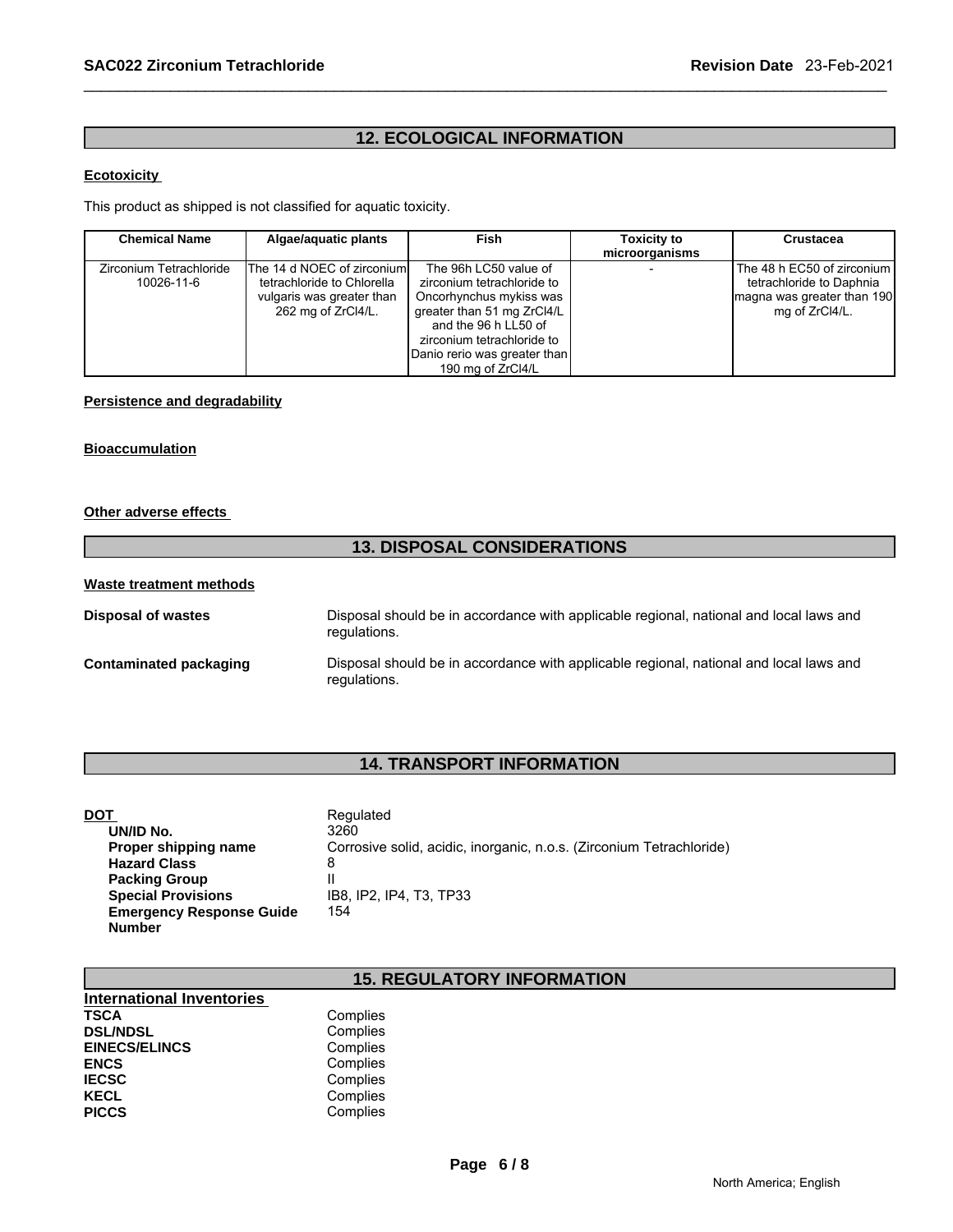## 12. ECOLOGICAL INFORMATION

**Ecotoxicity**

This product as shipped is not classified for aquatic toxicity.

| Chemical Name | Algae/aquatic plants | Fish | Toxicity to microorganisms | Crustacea |
|---|---|---|---|---|
| Zirconium Tetrachloride 10026-11-6 | The 14 d NOEC of zirconium tetrachloride to Chlorella vulgaris was greater than 262 mg of ZrCl4/L. | The 96h LC50 value of zirconium tetrachloride to Oncorhynchus mykiss was greater than 51 mg ZrCl4/L and the 96 h LL50 of zirconium tetrachloride to Danio rerio was greater than 190 mg of ZrCl4/L | - | The 48 h EC50 of zirconium tetrachloride to Daphnia magna was greater than 190 mg of ZrCl4/L. |

**Persistence and degradability**

**Bioaccumulation**

**Other adverse effects**

## 13. DISPOSAL CONSIDERATIONS

**Waste treatment methods**

**Disposal of wastes** Disposal should be in accordance with applicable regional, national and local laws and regulations.

**Contaminated packaging** Disposal should be in accordance with applicable regional, national and local laws and regulations.

## 14. TRANSPORT INFORMATION

**DOT** Regulated
**UN/ID No.** 3260
**Proper shipping name** Corrosive solid, acidic, inorganic, n.o.s. (Zirconium Tetrachloride)
**Hazard Class** 8
**Packing Group** II
**Special Provisions** IB8, IP2, IP4, T3, TP33
**Emergency Response Guide Number** 154

## 15. REGULATORY INFORMATION

**International Inventories**

| | |
|---|---|
| **TSCA** | Complies |
| **DSL/NDSL** | Complies |
| **EINECS/ELINCS** | Complies |
| **ENCS** | Complies |
| **IECSC** | Complies |
| **KECL** | Complies |
| **PICCS** | Complies |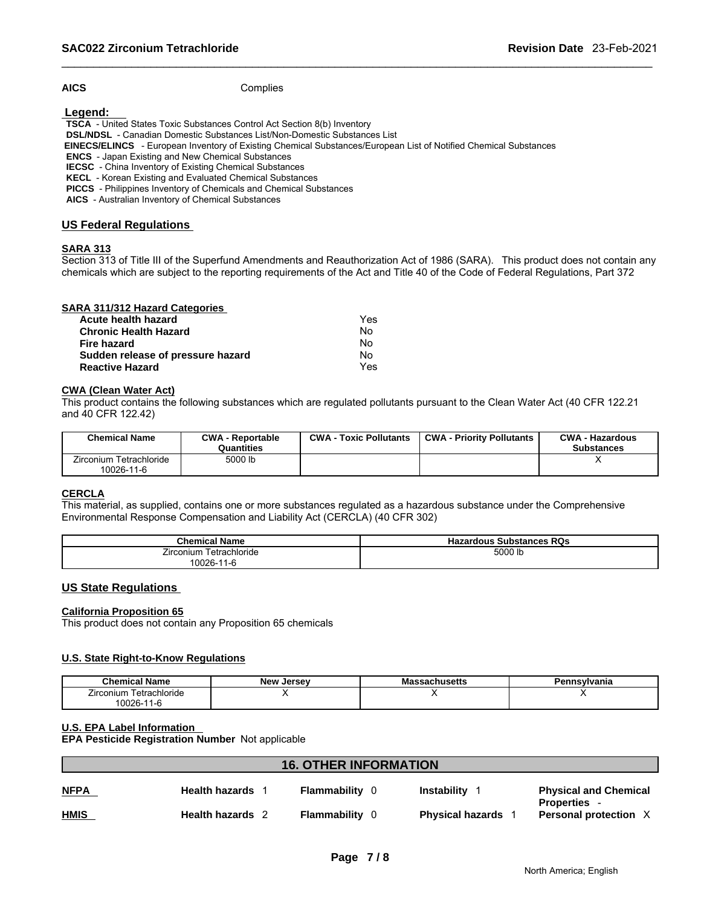| AICS | Complies |
|---|---|

**Legend:**

**TSCA** - United States Toxic Substances Control Act Section 8(b) Inventory
**DSL/NDSL** - Canadian Domestic Substances List/Non-Domestic Substances List
**EINECS/ELINCS** - European Inventory of Existing Chemical Substances/European List of Notified Chemical Substances
**ENCS** - Japan Existing and New Chemical Substances
**IECSC** - China Inventory of Existing Chemical Substances
**KECL** - Korean Existing and Evaluated Chemical Substances
**PICCS** - Philippines Inventory of Chemicals and Chemical Substances
**AICS** - Australian Inventory of Chemical Substances

## US Federal Regulations

### SARA 313

Section 313 of Title III of the Superfund Amendments and Reauthorization Act of 1986 (SARA). This product does not contain any chemicals which are subject to the reporting requirements of the Act and Title 40 of the Code of Federal Regulations, Part 372

### SARA 311/312 Hazard Categories

| | |
|---|---|
| **Acute health hazard** | Yes |
| **Chronic Health Hazard** | No |
| **Fire hazard** | No |
| **Sudden release of pressure hazard** | No |
| **Reactive Hazard** | Yes |

### CWA (Clean Water Act)

This product contains the following substances which are regulated pollutants pursuant to the Clean Water Act (40 CFR 122.21 and 40 CFR 122.42)

| Chemical Name | CWA - Reportable Quantities | CWA - Toxic Pollutants | CWA - Priority Pollutants | CWA - Hazardous Substances |
|---|---|---|---|---|
| Zirconium Tetrachloride 10026-11-6 | 5000 lb | | | X |

### CERCLA

This material, as supplied, contains one or more substances regulated as a hazardous substance under the Comprehensive Environmental Response Compensation and Liability Act (CERCLA) (40 CFR 302)

| Chemical Name | Hazardous Substances RQs |
|---|---|
| Zirconium Tetrachloride 10026-11-6 | 5000 lb |

## US State Regulations

### California Proposition 65

This product does not contain any Proposition 65 chemicals

### U.S. State Right-to-Know Regulations

| Chemical Name | New Jersey | Massachusetts | Pennsylvania |
|---|---|---|---|
| Zirconium Tetrachloride 10026-11-6 | X | X | X |

### U.S. EPA Label Information

**EPA Pesticide Registration Number** Not applicable

## 16. OTHER INFORMATION

| | | | | |
|---|---|---|---|---|
| **NFPA** | **Health hazards** 1 | **Flammability** 0 | **Instability** 1 | **Physical and Chemical Properties** - |
| **HMIS** | **Health hazards** 2 | **Flammability** 0 | **Physical hazards** 1 | **Personal protection** X |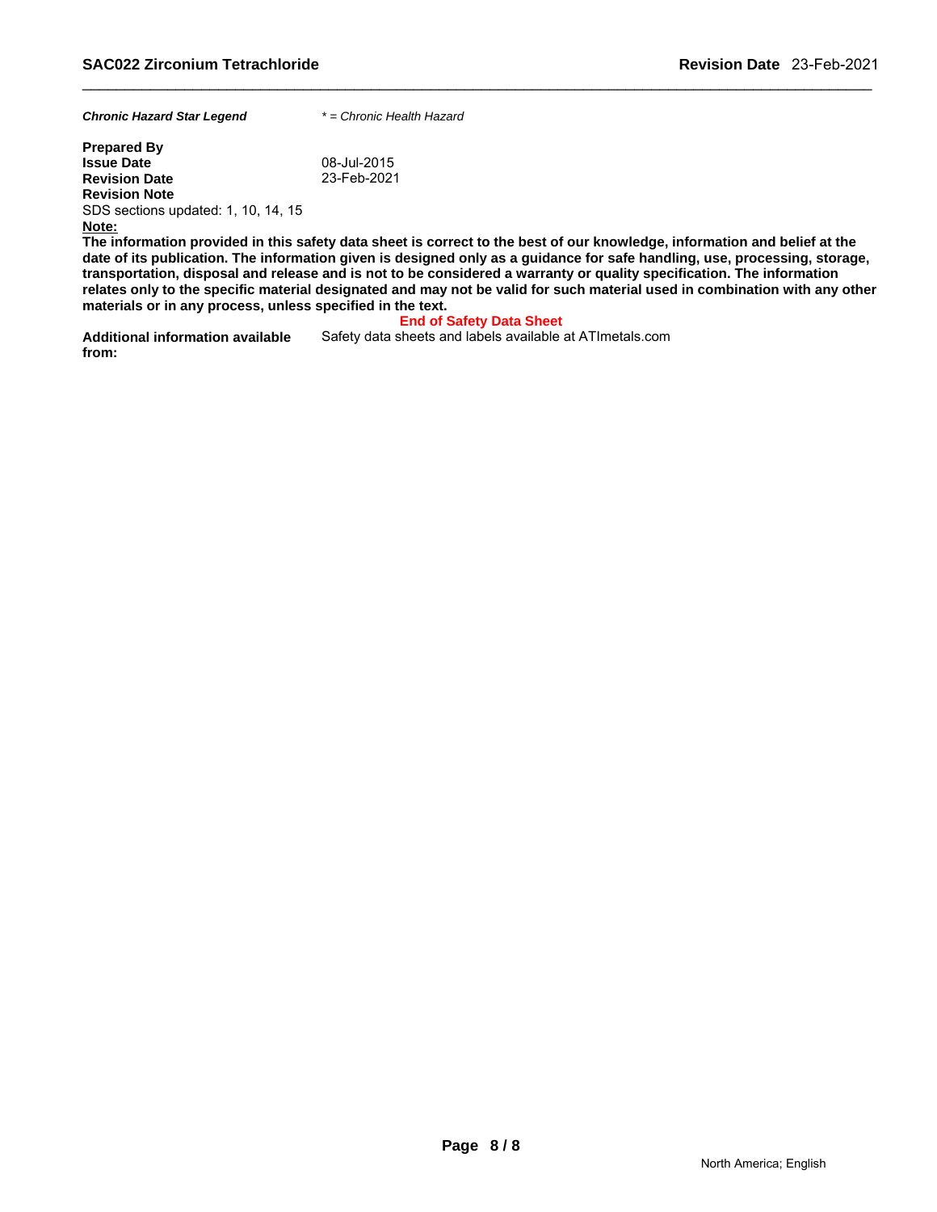***Chronic Hazard Star Legend*** *\* = Chronic Health Hazard*

**Prepared By**
**Issue Date** 08-Jul-2015
**Revision Date** 23-Feb-2021
**Revision Note**
SDS sections updated: 1, 10, 14, 15

**Note:**

**The information provided in this safety data sheet is correct to the best of our knowledge, information and belief at the date of its publication. The information given is designed only as a guidance for safe handling, use, processing, storage, transportation, disposal and release and is not to be considered a warranty or quality specification. The information relates only to the specific material designated and may not be valid for such material used in combination with any other materials or in any process, unless specified in the text.**

**End of Safety Data Sheet**

**Additional information available from:** Safety data sheets and labels available at ATImetals.com

North America; English